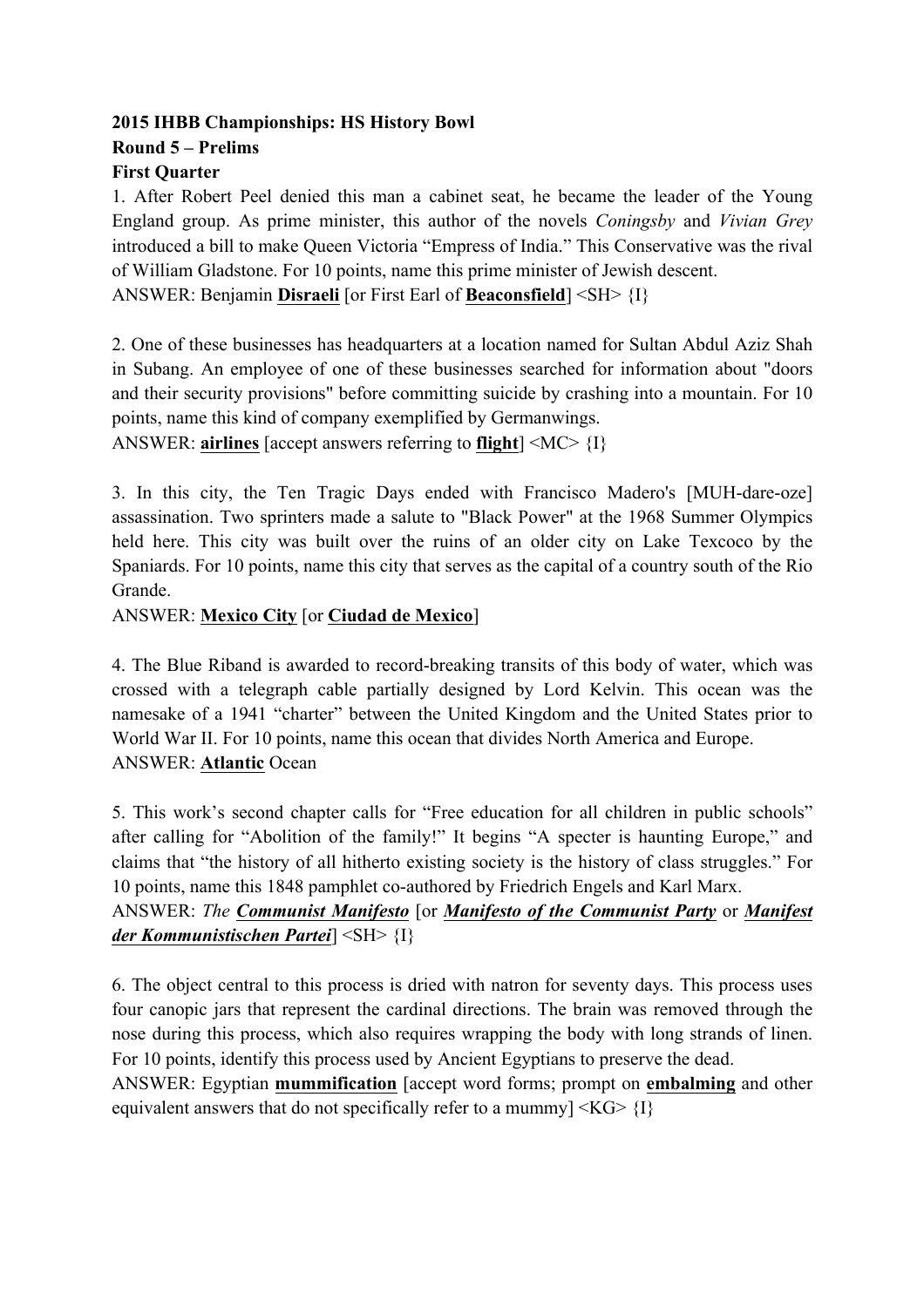**2015 IHBB Championships: HS History Bowl**
**Round 5 – Prelims**
**First Quarter**

1. After Robert Peel denied this man a cabinet seat, he became the leader of the Young England group. As prime minister, this author of the novels *Coningsby* and *Vivian Grey* introduced a bill to make Queen Victoria "Empress of India." This Conservative was the rival of William Gladstone. For 10 points, name this prime minister of Jewish descent.
ANSWER: Benjamin **Disraeli** [or First Earl of **Beaconsfield**] <SH> {I}

2. One of these businesses has headquarters at a location named for Sultan Abdul Aziz Shah in Subang. An employee of one of these businesses searched for information about "doors and their security provisions" before committing suicide by crashing into a mountain. For 10 points, name this kind of company exemplified by Germanwings.
ANSWER: **airlines** [accept answers referring to **flight**] <MC> {I}

3. In this city, the Ten Tragic Days ended with Francisco Madero's [MUH-dare-oze] assassination. Two sprinters made a salute to "Black Power" at the 1968 Summer Olympics held here. This city was built over the ruins of an older city on Lake Texcoco by the Spaniards. For 10 points, name this city that serves as the capital of a country south of the Rio Grande.
ANSWER: **Mexico City** [or **Ciudad de Mexico**]

4. The Blue Riband is awarded to record-breaking transits of this body of water, which was crossed with a telegraph cable partially designed by Lord Kelvin. This ocean was the namesake of a 1941 "charter" between the United Kingdom and the United States prior to World War II. For 10 points, name this ocean that divides North America and Europe.
ANSWER: **Atlantic** Ocean

5. This work's second chapter calls for "Free education for all children in public schools" after calling for "Abolition of the family!" It begins "A specter is haunting Europe," and claims that "the history of all hitherto existing society is the history of class struggles." For 10 points, name this 1848 pamphlet co-authored by Friedrich Engels and Karl Marx.
ANSWER: *The* ***Communist Manifesto*** [or ***Manifesto of the Communist Party*** or ***Manifest der Kommunistischen Partei***] <SH> {I}

6. The object central to this process is dried with natron for seventy days. This process uses four canopic jars that represent the cardinal directions. The brain was removed through the nose during this process, which also requires wrapping the body with long strands of linen. For 10 points, identify this process used by Ancient Egyptians to preserve the dead.
ANSWER: Egyptian **mummification** [accept word forms; prompt on **embalming** and other equivalent answers that do not specifically refer to a mummy] <KG> {I}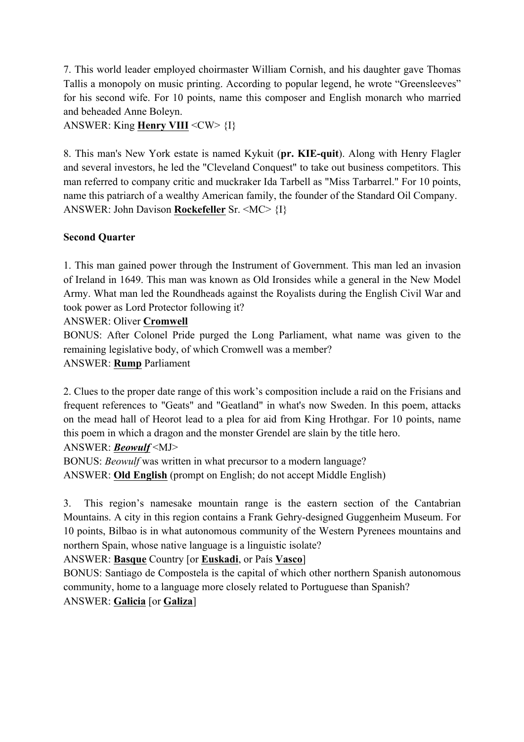7. This world leader employed choirmaster William Cornish, and his daughter gave Thomas Tallis a monopoly on music printing. According to popular legend, he wrote "Greensleeves" for his second wife. For 10 points, name this composer and English monarch who married and beheaded Anne Boleyn.
ANSWER: King **Henry VIII** <CW> {I}

8. This man's New York estate is named Kykuit (**pr. KIE-quit**). Along with Henry Flagler and several investors, he led the "Cleveland Conquest" to take out business competitors. This man referred to company critic and muckraker Ida Tarbell as "Miss Tarbarrel." For 10 points, name this patriarch of a wealthy American family, the founder of the Standard Oil Company.
ANSWER: John Davison **Rockefeller** Sr. <MC> {I}

**Second Quarter**

1. This man gained power through the Instrument of Government. This man led an invasion of Ireland in 1649. This man was known as Old Ironsides while a general in the New Model Army. What man led the Roundheads against the Royalists during the English Civil War and took power as Lord Protector following it?
ANSWER: Oliver **Cromwell**
BONUS: After Colonel Pride purged the Long Parliament, what name was given to the remaining legislative body, of which Cromwell was a member?
ANSWER: **Rump** Parliament

2. Clues to the proper date range of this work's composition include a raid on the Frisians and frequent references to "Geats" and "Geatland" in what's now Sweden. In this poem, attacks on the mead hall of Heorot lead to a plea for aid from King Hrothgar. For 10 points, name this poem in which a dragon and the monster Grendel are slain by the title hero.
ANSWER: ***Beowulf*** <MJ>
BONUS: *Beowulf* was written in what precursor to a modern language?
ANSWER: **Old English** (prompt on English; do not accept Middle English)

3. This region's namesake mountain range is the eastern section of the Cantabrian Mountains. A city in this region contains a Frank Gehry-designed Guggenheim Museum. For 10 points, Bilbao is in what autonomous community of the Western Pyrenees mountains and northern Spain, whose native language is a linguistic isolate?
ANSWER: **Basque** Country [or **Euskadi**, or País **Vasco**]
BONUS: Santiago de Compostela is the capital of which other northern Spanish autonomous community, home to a language more closely related to Portuguese than Spanish?
ANSWER: **Galicia** [or **Galiza**]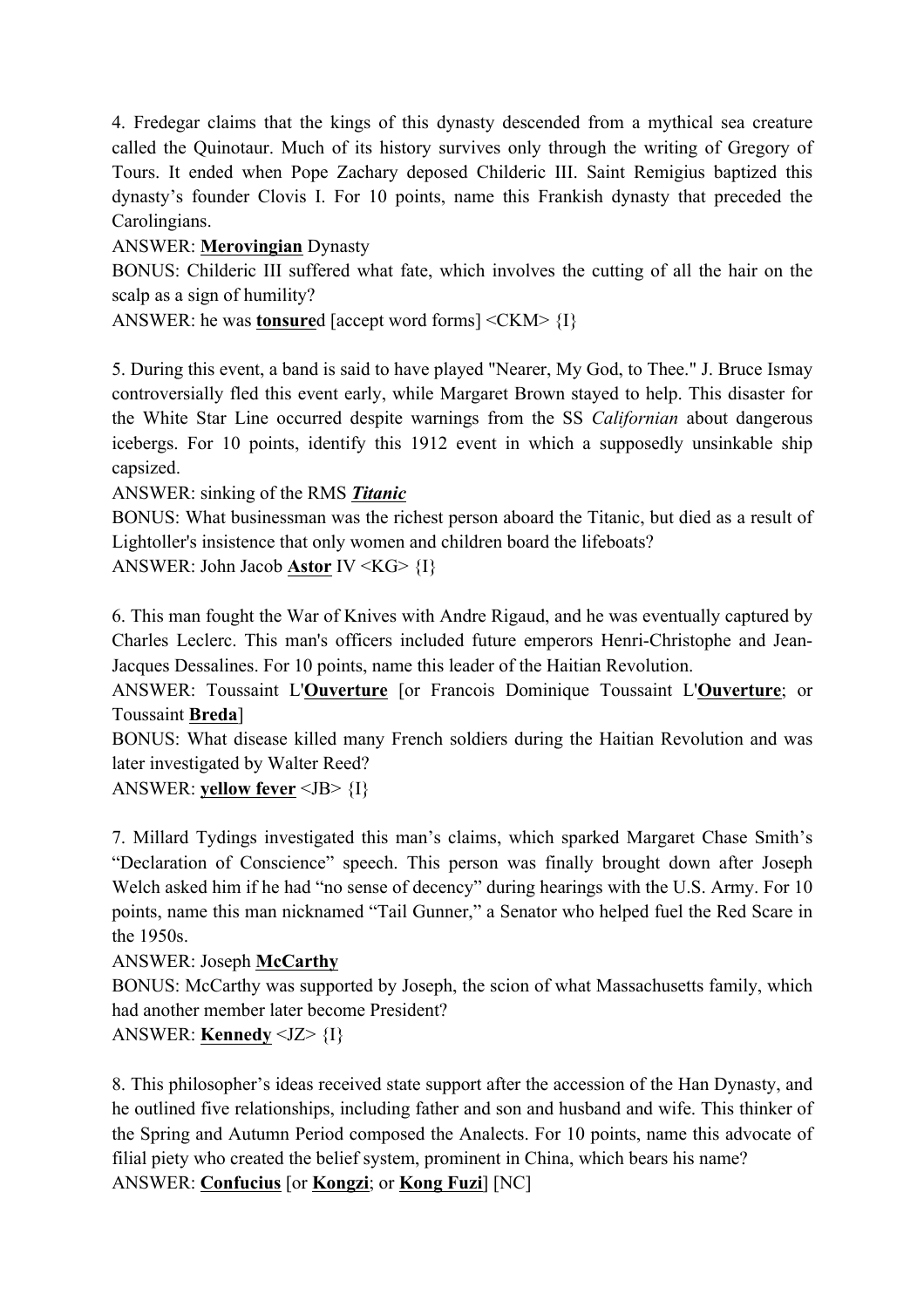4. Fredegar claims that the kings of this dynasty descended from a mythical sea creature called the Quinotaur. Much of its history survives only through the writing of Gregory of Tours. It ended when Pope Zachary deposed Childeric III. Saint Remigius baptized this dynasty's founder Clovis I. For 10 points, name this Frankish dynasty that preceded the Carolingians.

ANSWER: **Merovingian** Dynasty

BONUS: Childeric III suffered what fate, which involves the cutting of all the hair on the scalp as a sign of humility?

ANSWER: he was **tonsure**d [accept word forms] <CKM> {I}

5. During this event, a band is said to have played "Nearer, My God, to Thee." J. Bruce Ismay controversially fled this event early, while Margaret Brown stayed to help. This disaster for the White Star Line occurred despite warnings from the SS *Californian* about dangerous icebergs. For 10 points, identify this 1912 event in which a supposedly unsinkable ship capsized.

ANSWER: sinking of the RMS ***Titanic***

BONUS: What businessman was the richest person aboard the Titanic, but died as a result of Lightoller's insistence that only women and children board the lifeboats?

ANSWER: John Jacob **Astor** IV <KG> {I}

6. This man fought the War of Knives with Andre Rigaud, and he was eventually captured by Charles Leclerc. This man's officers included future emperors Henri-Christophe and Jean-Jacques Dessalines. For 10 points, name this leader of the Haitian Revolution.

ANSWER: Toussaint L'**Ouverture** [or Francois Dominique Toussaint L'**Ouverture**; or Toussaint **Breda**]

BONUS: What disease killed many French soldiers during the Haitian Revolution and was later investigated by Walter Reed?

ANSWER: **yellow fever** <JB> {I}

7. Millard Tydings investigated this man's claims, which sparked Margaret Chase Smith's "Declaration of Conscience" speech. This person was finally brought down after Joseph Welch asked him if he had "no sense of decency" during hearings with the U.S. Army. For 10 points, name this man nicknamed "Tail Gunner," a Senator who helped fuel the Red Scare in the 1950s.

ANSWER: Joseph **McCarthy**

BONUS: McCarthy was supported by Joseph, the scion of what Massachusetts family, which had another member later become President?

ANSWER: **Kennedy** <JZ> {I}

8. This philosopher's ideas received state support after the accession of the Han Dynasty, and he outlined five relationships, including father and son and husband and wife. This thinker of the Spring and Autumn Period composed the Analects. For 10 points, name this advocate of filial piety who created the belief system, prominent in China, which bears his name?

ANSWER: **Confucius** [or **Kongzi**; or **Kong Fuzi**] [NC]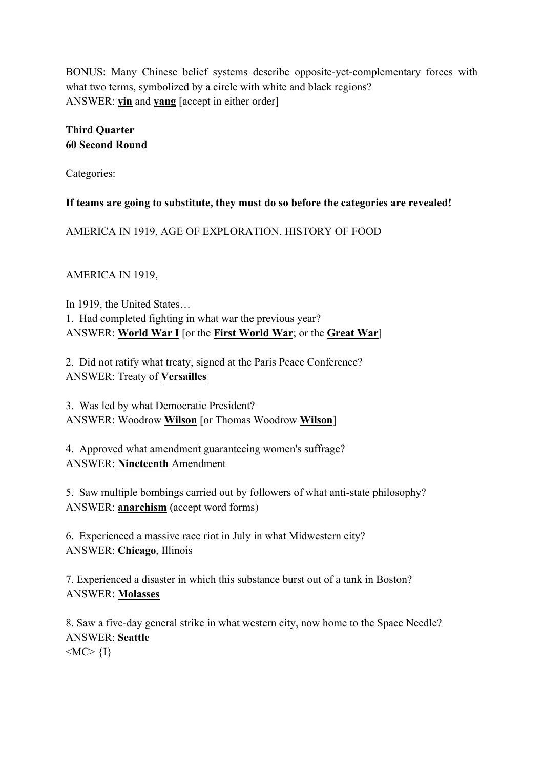BONUS: Many Chinese belief systems describe opposite-yet-complementary forces with what two terms, symbolized by a circle with white and black regions?
ANSWER: **yin** and **yang** [accept in either order]

**Third Quarter**
**60 Second Round**

Categories:

**If teams are going to substitute, they must do so before the categories are revealed!**

AMERICA IN 1919, AGE OF EXPLORATION, HISTORY OF FOOD

AMERICA IN 1919,

In 1919, the United States…
1. Had completed fighting in what war the previous year?
ANSWER: **World War I** [or the **First World War**; or the **Great War**]

2. Did not ratify what treaty, signed at the Paris Peace Conference?
ANSWER: Treaty of **Versailles**

3. Was led by what Democratic President?
ANSWER: Woodrow **Wilson** [or Thomas Woodrow **Wilson**]

4. Approved what amendment guaranteeing women's suffrage?
ANSWER: **Nineteenth** Amendment

5. Saw multiple bombings carried out by followers of what anti-state philosophy?
ANSWER: **anarchism** (accept word forms)

6. Experienced a massive race riot in July in what Midwestern city?
ANSWER: **Chicago**, Illinois

7. Experienced a disaster in which this substance burst out of a tank in Boston?
ANSWER: **Molasses**

8. Saw a five-day general strike in what western city, now home to the Space Needle?
ANSWER: **Seattle**
<MC> {I}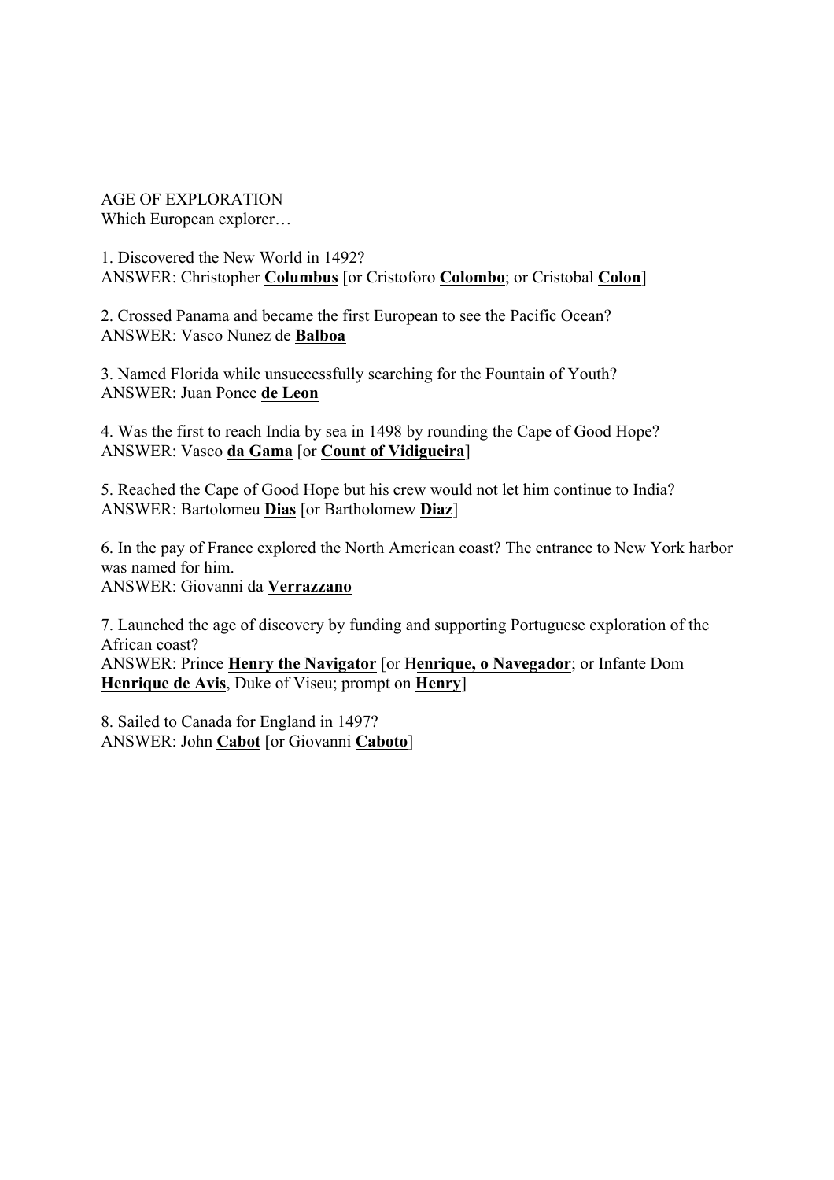AGE OF EXPLORATION
Which European explorer…

1. Discovered the New World in 1492?
ANSWER: Christopher **Columbus** [or Cristoforo **Colombo**; or Cristobal **Colon**]

2. Crossed Panama and became the first European to see the Pacific Ocean?
ANSWER: Vasco Nunez de **Balboa**

3. Named Florida while unsuccessfully searching for the Fountain of Youth?
ANSWER: Juan Ponce **de Leon**

4. Was the first to reach India by sea in 1498 by rounding the Cape of Good Hope?
ANSWER: Vasco **da Gama** [or **Count of Vidigueira**]

5. Reached the Cape of Good Hope but his crew would not let him continue to India?
ANSWER: Bartolomeu **Dias** [or Bartholomew **Diaz**]

6. In the pay of France explored the North American coast? The entrance to New York harbor was named for him.
ANSWER: Giovanni da **Verrazzano**

7. Launched the age of discovery by funding and supporting Portuguese exploration of the African coast?
ANSWER: Prince **Henry the Navigator** [or H**enrique, o Navegador**; or Infante Dom **Henrique de Avis**, Duke of Viseu; prompt on **Henry**]

8. Sailed to Canada for England in 1497?
ANSWER: John **Cabot** [or Giovanni **Caboto**]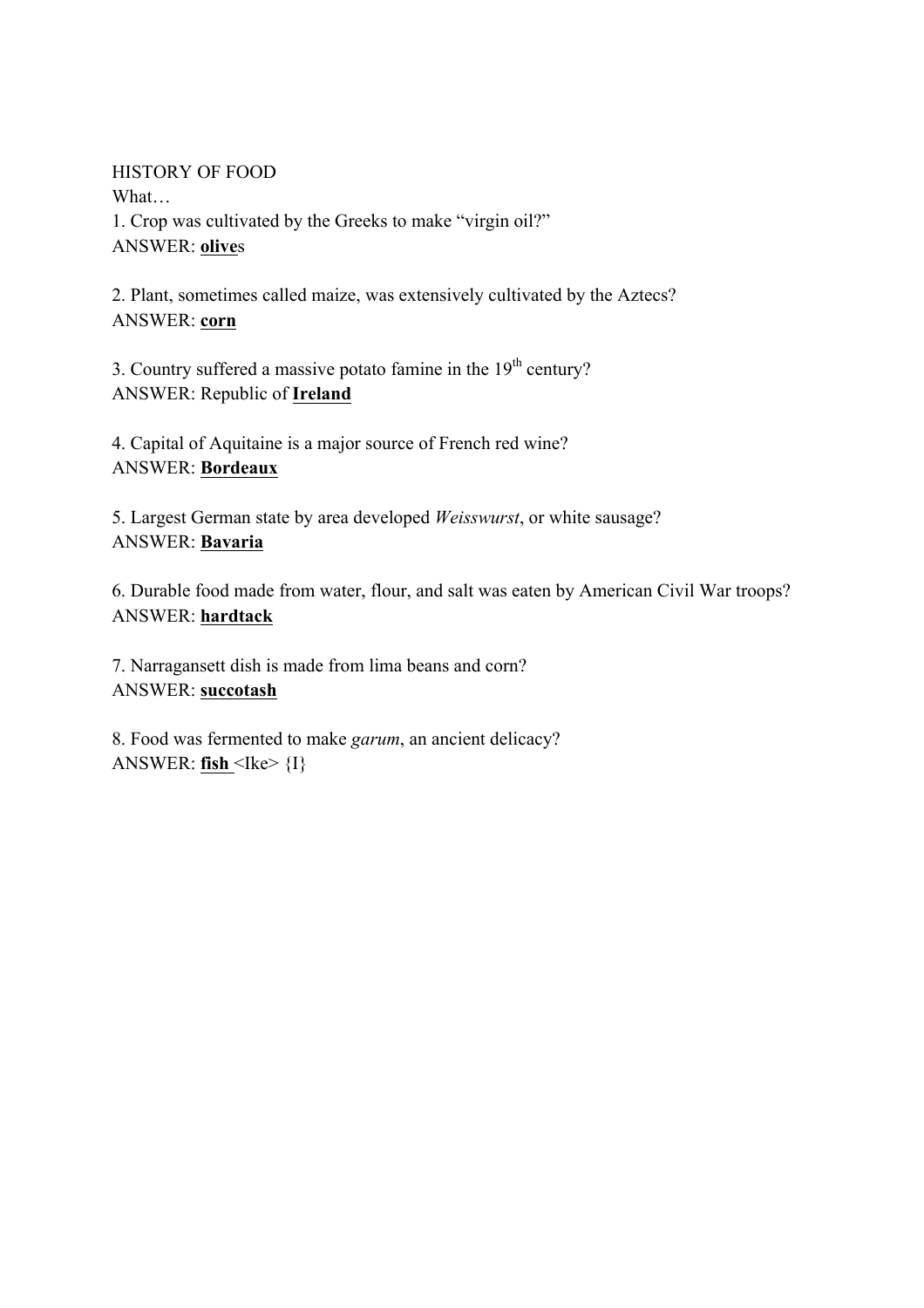HISTORY OF FOOD

What…

1. Crop was cultivated by the Greeks to make "virgin oil?"
ANSWER: **olive**s

2. Plant, sometimes called maize, was extensively cultivated by the Aztecs?
ANSWER: **corn**

3. Country suffered a massive potato famine in the 19th century?
ANSWER: Republic of **Ireland**

4. Capital of Aquitaine is a major source of French red wine?
ANSWER: **Bordeaux**

5. Largest German state by area developed *Weisswurst*, or white sausage?
ANSWER: **Bavaria**

6. Durable food made from water, flour, and salt was eaten by American Civil War troops?
ANSWER: **hardtack**

7. Narragansett dish is made from lima beans and corn?
ANSWER: **succotash**

8. Food was fermented to make *garum*, an ancient delicacy?
ANSWER: **fish** <Ike> {I}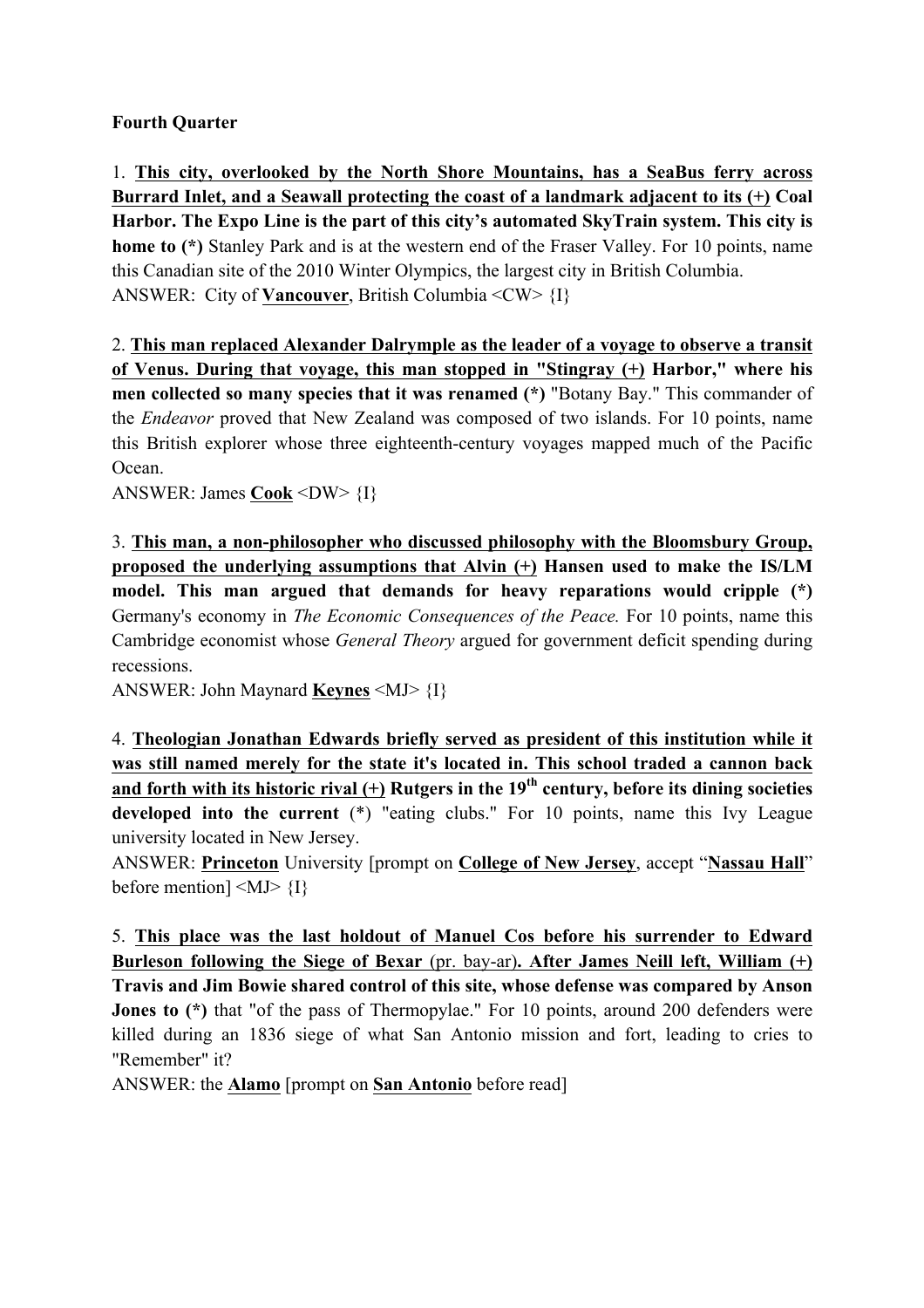**Fourth Quarter**

1. **This city, overlooked by the North Shore Mountains, has a SeaBus ferry across Burrard Inlet, and a Seawall protecting the coast of a landmark adjacent to its (+) Coal Harbor. The Expo Line is the part of this city's automated SkyTrain system. This city is home to (*)** Stanley Park and is at the western end of the Fraser Valley. For 10 points, name this Canadian site of the 2010 Winter Olympics, the largest city in British Columbia.
ANSWER: City of **Vancouver**, British Columbia <CW> {I}

2. **This man replaced Alexander Dalrymple as the leader of a voyage to observe a transit of Venus. During that voyage, this man stopped in "Stingray (+) Harbor," where his men collected so many species that it was renamed (*)** "Botany Bay." This commander of the *Endeavor* proved that New Zealand was composed of two islands. For 10 points, name this British explorer whose three eighteenth-century voyages mapped much of the Pacific Ocean.
ANSWER: James **Cook** <DW> {I}

3. **This man, a non-philosopher who discussed philosophy with the Bloomsbury Group, proposed the underlying assumptions that Alvin (+) Hansen used to make the IS/LM model. This man argued that demands for heavy reparations would cripple (*)** Germany's economy in *The Economic Consequences of the Peace.* For 10 points, name this Cambridge economist whose *General Theory* argued for government deficit spending during recessions.
ANSWER: John Maynard **Keynes** <MJ> {I}

4. **Theologian Jonathan Edwards briefly served as president of this institution while it was still named merely for the state it's located in. This school traded a cannon back and forth with its historic rival (+) Rutgers in the 19th century, before its dining societies developed into the current** (*) "eating clubs." For 10 points, name this Ivy League university located in New Jersey.
ANSWER: **Princeton** University [prompt on **College of New Jersey**, accept "**Nassau Hall**" before mention] <MJ> {I}

5. **This place was the last holdout of Manuel Cos before his surrender to Edward Burleson following the Siege of Bexar** (pr. bay-ar)**. After James Neill left, William (+) Travis and Jim Bowie shared control of this site, whose defense was compared by Anson Jones to (*)** that "of the pass of Thermopylae." For 10 points, around 200 defenders were killed during an 1836 siege of what San Antonio mission and fort, leading to cries to "Remember" it?
ANSWER: the **Alamo** [prompt on **San Antonio** before read]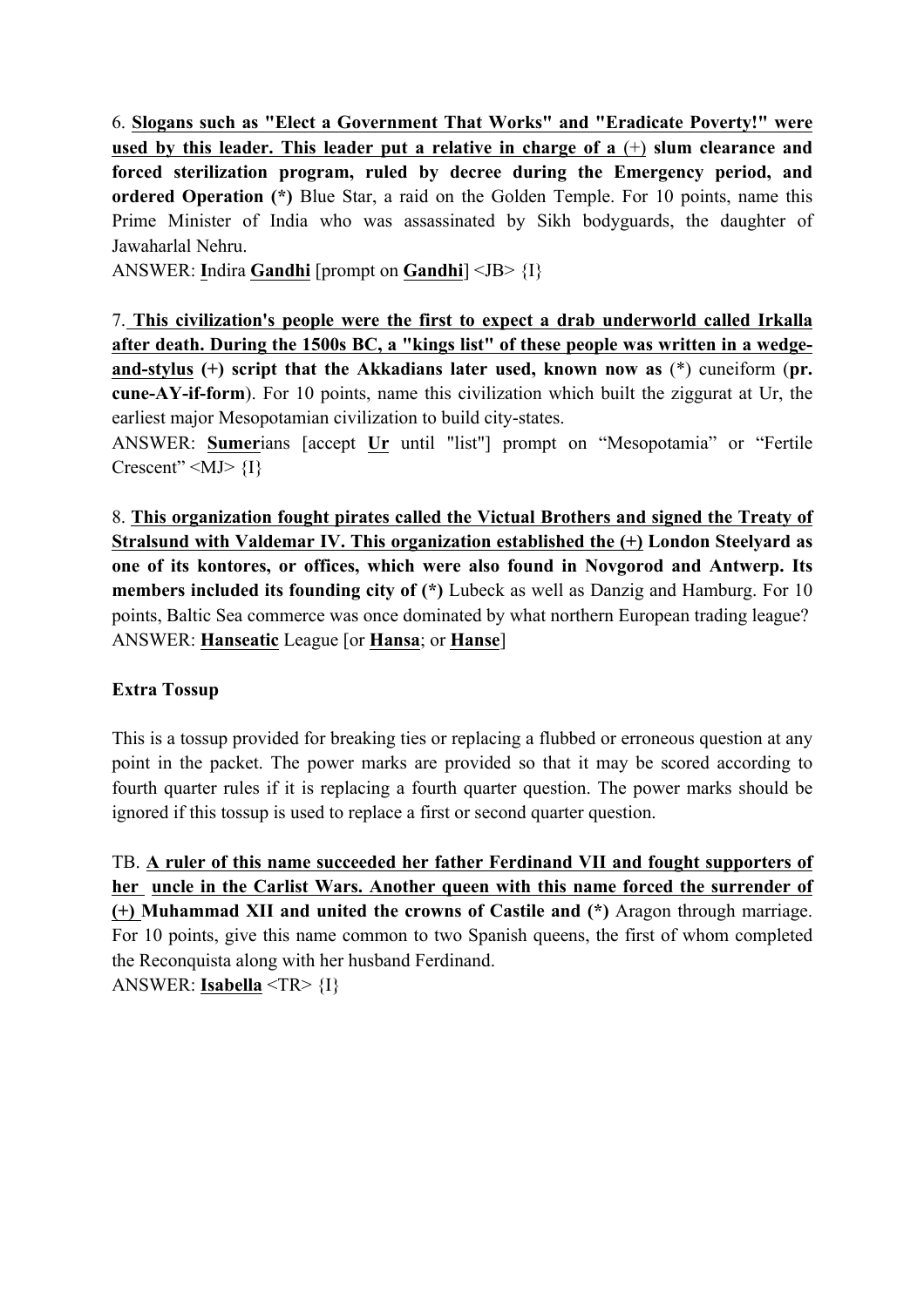6. **Slogans such as "Elect a Government That Works" and "Eradicate Poverty!" were used by this leader. This leader put a relative in charge of a (+) slum clearance and forced sterilization program, ruled by decree during the Emergency period, and ordered Operation (*)** Blue Star, a raid on the Golden Temple. For 10 points, name this Prime Minister of India who was assassinated by Sikh bodyguards, the daughter of Jawaharlal Nehru.

ANSWER: **I**ndira **Gandhi** [prompt on **Gandhi**] <JB> {I}

7. **This civilization's people were the first to expect a drab underworld called Irkalla after death. During the 1500s BC, a "kings list" of these people was written in a wedge-and-stylus (+) script that the Akkadians later used, known now as** (*) cuneiform (**pr. cune-AY-if-form**). For 10 points, name this civilization which built the ziggurat at Ur, the earliest major Mesopotamian civilization to build city-states.

ANSWER: **Sumer**ians [accept **Ur** until "list"] prompt on "Mesopotamia" or "Fertile Crescent" <MJ> {I}

8. **This organization fought pirates called the Victual Brothers and signed the Treaty of Stralsund with Valdemar IV. This organization established the (+) London Steelyard as one of its kontores, or offices, which were also found in Novgorod and Antwerp. Its members included its founding city of (*)** Lubeck as well as Danzig and Hamburg. For 10 points, Baltic Sea commerce was once dominated by what northern European trading league?

ANSWER: **Hanseatic** League [or **Hansa**; or **Hanse**]

**Extra Tossup**

This is a tossup provided for breaking ties or replacing a flubbed or erroneous question at any point in the packet. The power marks are provided so that it may be scored according to fourth quarter rules if it is replacing a fourth quarter question. The power marks should be ignored if this tossup is used to replace a first or second quarter question.

TB. **A ruler of this name succeeded her father Ferdinand VII and fought supporters of her uncle in the Carlist Wars. Another queen with this name forced the surrender of (+) Muhammad XII and united the crowns of Castile and (*)** Aragon through marriage. For 10 points, give this name common to two Spanish queens, the first of whom completed the Reconquista along with her husband Ferdinand.

ANSWER: **Isabella** <TR> {I}